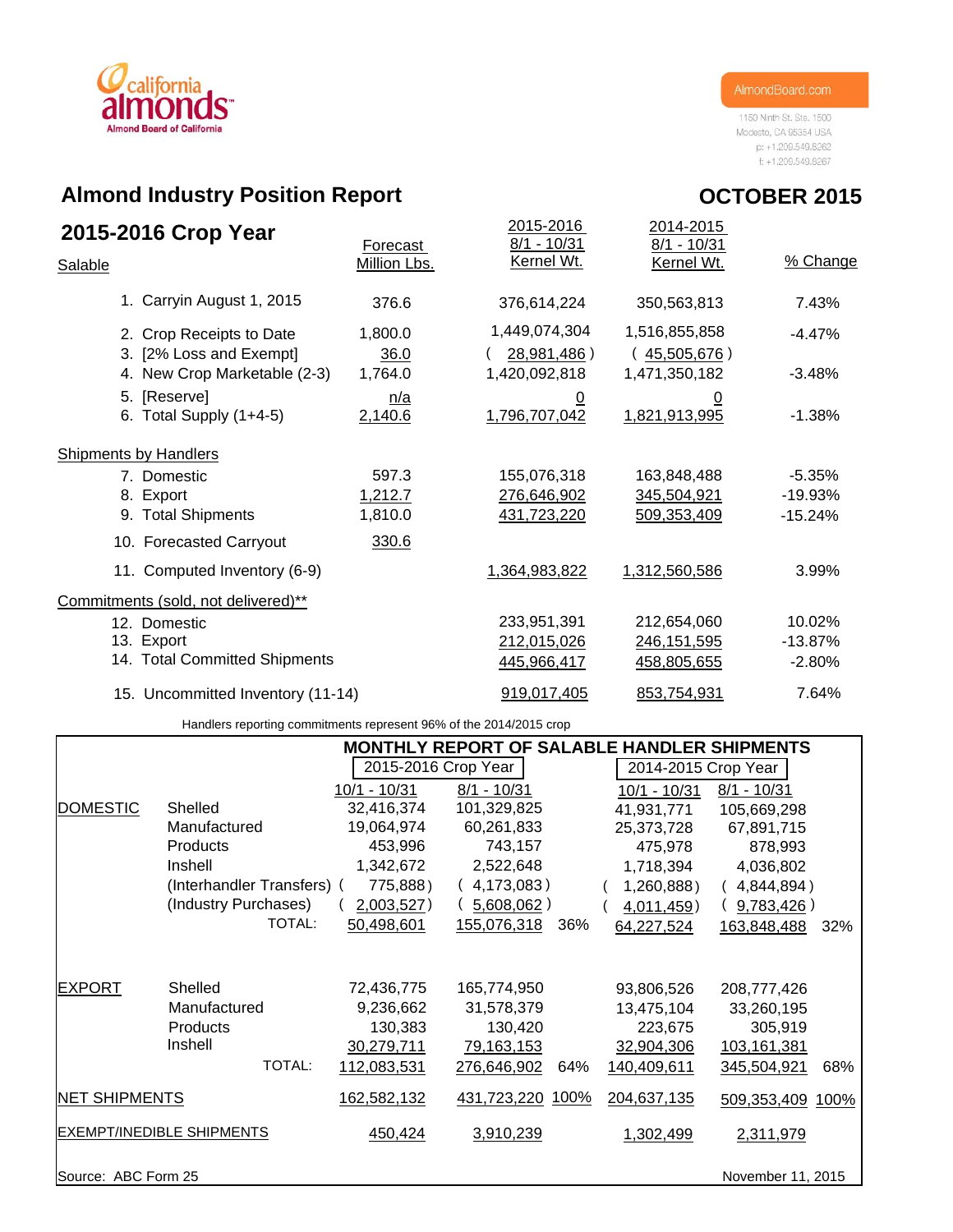California Almonds — Almond Board of California

AlmondBoard.com
1150 Ninth St. Ste. 1500
Modesto, CA 95354 USA
p: +1.209.549.8262
f: +1.209.549.8267

# Almond Industry Position Report

# OCTOBER 2015

## 2015-2016 Crop Year

| Salable | Forecast Million Lbs. | 2015-2016 8/1 - 10/31 Kernel Wt. | 2014-2015 8/1 - 10/31 Kernel Wt. | % Change |
|---|---|---|---|---|
| 1. Carryin August 1, 2015 | 376.6 | 376,614,224 | 350,563,813 | 7.43% |
| 2. Crop Receipts to Date | 1,800.0 | 1,449,074,304 | 1,516,855,858 | -4.47% |
| 3. [2% Loss and Exempt] | 36.0 | ( 28,981,486 ) | ( 45,505,676 ) | |
| 4. New Crop Marketable (2-3) | 1,764.0 | 1,420,092,818 | 1,471,350,182 | -3.48% |
| 5. [Reserve] | n/a | 0 | 0 | |
| 6. Total Supply (1+4-5) | 2,140.6 | 1,796,707,042 | 1,821,913,995 | -1.38% |
| **Shipments by Handlers** | | | | |
| 7. Domestic | 597.3 | 155,076,318 | 163,848,488 | -5.35% |
| 8. Export | 1,212.7 | 276,646,902 | 345,504,921 | -19.93% |
| 9. Total Shipments | 1,810.0 | 431,723,220 | 509,353,409 | -15.24% |
| 10. Forecasted Carryout | 330.6 | | | |
| 11. Computed Inventory (6-9) | | 1,364,983,822 | 1,312,560,586 | 3.99% |
| **Commitments (sold, not delivered)**** | | | | |
| 12. Domestic | | 233,951,391 | 212,654,060 | 10.02% |
| 13. Export | | 212,015,026 | 246,151,595 | -13.87% |
| 14. Total Committed Shipments | | 445,966,417 | 458,805,655 | -2.80% |
| 15. Uncommitted Inventory (11-14) | | 919,017,405 | 853,754,931 | 7.64% |

Handlers reporting commitments represent 96% of the 2014/2015 crop

## MONTHLY REPORT OF SALABLE HANDLER SHIPMENTS

| | | 2015-2016 Crop Year | | | 2014-2015 Crop Year | | |
|---|---|---|---|---|---|---|---|
| | | 10/1 - 10/31 | 8/1 - 10/31 | | 10/1 - 10/31 | 8/1 - 10/31 | |
| DOMESTIC | Shelled | 32,416,374 | 101,329,825 | | 41,931,771 | 105,669,298 | |
| | Manufactured | 19,064,974 | 60,261,833 | | 25,373,728 | 67,891,715 | |
| | Products | 453,996 | 743,157 | | 475,978 | 878,993 | |
| | Inshell | 1,342,672 | 2,522,648 | | 1,718,394 | 4,036,802 | |
| | (Interhandler Transfers) | ( 775,888 ) | ( 4,173,083 ) | | ( 1,260,888 ) | ( 4,844,894 ) | |
| | (Industry Purchases) | ( 2,003,527 ) | ( 5,608,062 ) | | ( 4,011,459 ) | ( 9,783,426 ) | |
| | TOTAL: | 50,498,601 | 155,076,318 | 36% | 64,227,524 | 163,848,488 | 32% |
| EXPORT | Shelled | 72,436,775 | 165,774,950 | | 93,806,526 | 208,777,426 | |
| | Manufactured | 9,236,662 | 31,578,379 | | 13,475,104 | 33,260,195 | |
| | Products | 130,383 | 130,420 | | 223,675 | 305,919 | |
| | Inshell | 30,279,711 | 79,163,153 | | 32,904,306 | 103,161,381 | |
| | TOTAL: | 112,083,531 | 276,646,902 | 64% | 140,409,611 | 345,504,921 | 68% |
| NET SHIPMENTS | | 162,582,132 | 431,723,220 | 100% | 204,637,135 | 509,353,409 | 100% |
| EXEMPT/INEDIBLE SHIPMENTS | | 450,424 | 3,910,239 | | 1,302,499 | 2,311,979 | |

Source: ABC Form 25

November 11, 2015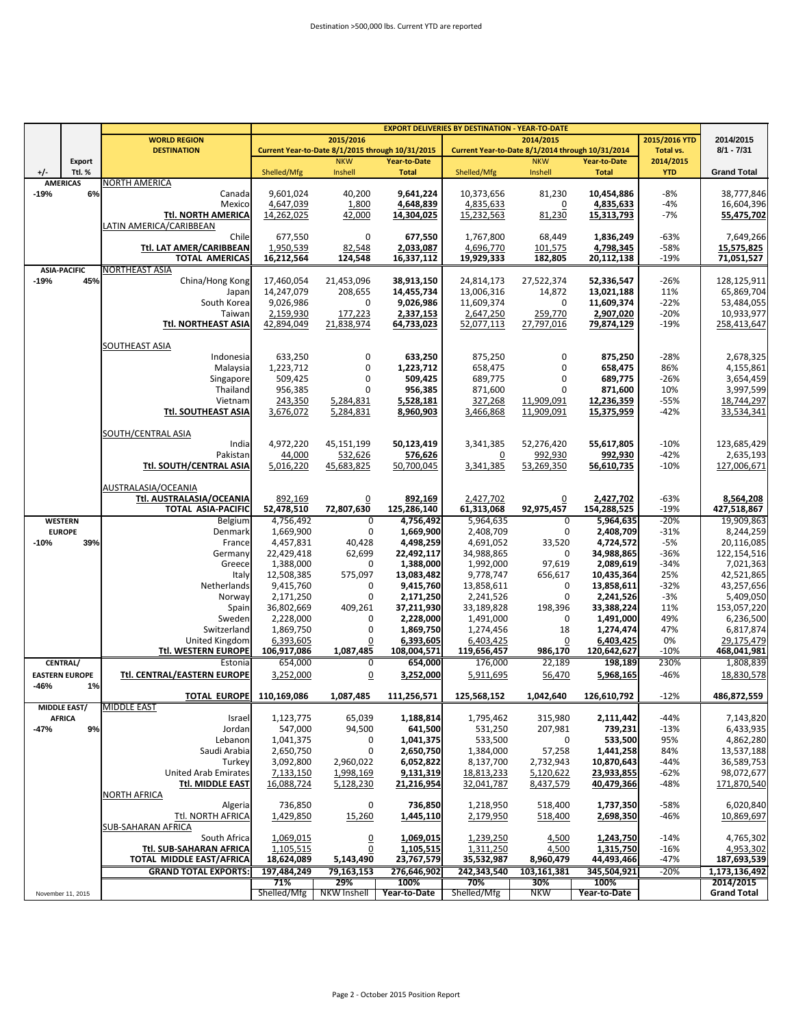Destination >500,000 lbs. Current YTD are reported

| +/- | Export Ttl. % | WORLD REGION DESTINATION | 2015/2016 Current Year-to-Date 8/1/2015 through 10/31/2015 Shelled/Mfg | NKW Inshell | Year-to-Date Total | 2014/2015 Current Year-to-Date 8/1/2014 through 10/31/2014 Shelled/Mfg | NKW Inshell | Year-to-Date Total | 2015/2016 YTD Total vs. 2014/2015 YTD | 2014/2015 8/1 - 7/31 Grand Total |
|---|---|---|---|---|---|---|---|---|---|---|
| AMERICAS | | NORTH AMERICA | | | | | | | | |
| -19% | 6% | Canada | 9,601,024 | 40,200 | **9,641,224** | 10,373,656 | 81,230 | **10,454,886** | -8% | 38,777,846 |
| | | Mexico | 4,647,039 | 1,800 | **4,648,839** | 4,835,633 | 0 | **4,835,633** | -4% | 16,604,396 |
| | | **Ttl. NORTH AMERICA** | 14,262,025 | 42,000 | **14,304,025** | 15,232,563 | 81,230 | **15,313,793** | -7% | **55,475,702** |
| | | LATIN AMERICA/CARIBBEAN | | | | | | | | |
| | | Chile | 677,550 | 0 | **677,550** | 1,767,800 | 68,449 | **1,836,249** | -63% | 7,649,266 |
| | | **Ttl. LAT AMER/CARIBBEAN** | 1,950,539 | 82,548 | **2,033,087** | 4,696,770 | 101,575 | **4,798,345** | -58% | **15,575,825** |
| | | **TOTAL AMERICAS** | **16,212,564** | **124,548** | **16,337,112** | **19,929,333** | **182,805** | **20,112,138** | -19% | **71,051,527** |
| ASIA-PACIFIC | | NORTHEAST ASIA | | | | | | | | |
| -19% | 45% | China/Hong Kong | 17,460,054 | 21,453,096 | **38,913,150** | 24,814,173 | 27,522,374 | **52,336,547** | -26% | 128,125,911 |
| | | Japan | 14,247,079 | 208,655 | **14,455,734** | 13,006,316 | 14,872 | **13,021,188** | 11% | 65,869,704 |
| | | South Korea | 9,026,986 | 0 | **9,026,986** | 11,609,374 | 0 | **11,609,374** | -22% | 53,484,055 |
| | | Taiwan | 2,159,930 | 177,223 | **2,337,153** | 2,647,250 | 259,770 | **2,907,020** | -20% | 10,933,977 |
| | | **Ttl. NORTHEAST ASIA** | 42,894,049 | 21,838,974 | **64,733,023** | 52,077,113 | 27,797,016 | **79,874,129** | -19% | 258,413,647 |
| | | SOUTHEAST ASIA | | | | | | | | |
| | | Indonesia | 633,250 | 0 | **633,250** | 875,250 | 0 | **875,250** | -28% | 2,678,325 |
| | | Malaysia | 1,223,712 | 0 | **1,223,712** | 658,475 | 0 | **658,475** | 86% | 4,155,861 |
| | | Singapore | 509,425 | 0 | **509,425** | 689,775 | 0 | **689,775** | -26% | 3,654,459 |
| | | Thailand | 956,385 | 0 | **956,385** | 871,600 | 0 | **871,600** | 10% | 3,997,599 |
| | | Vietnam | 243,350 | 5,284,831 | **5,528,181** | 327,268 | 11,909,091 | **12,236,359** | -55% | 18,744,297 |
| | | **Ttl. SOUTHEAST ASIA** | 3,676,072 | 5,284,831 | **8,960,903** | 3,466,868 | 11,909,091 | **15,375,959** | -42% | 33,534,341 |
| | | SOUTH/CENTRAL ASIA | | | | | | | | |
| | | India | 4,972,220 | 45,151,199 | **50,123,419** | 3,341,385 | 52,276,420 | **55,617,805** | -10% | 123,685,429 |
| | | Pakistan | 44,000 | 532,626 | **576,626** | 0 | 992,930 | **992,930** | -42% | 2,635,193 |
| | | **Ttl. SOUTH/CENTRAL ASIA** | 5,016,220 | 45,683,825 | 50,700,045 | 3,341,385 | 53,269,350 | **56,610,735** | -10% | 127,006,671 |
| | | AUSTRALASIA/OCEANIA | | | | | | | | |
| | | **Ttl. AUSTRALASIA/OCEANIA** | 892,169 | 0 | **892,169** | 2,427,702 | 0 | **2,427,702** | -63% | **8,564,208** |
| | | **TOTAL ASIA-PACIFIC** | **52,478,510** | **72,807,630** | **125,286,140** | **61,313,068** | **92,975,457** | **154,288,525** | -19% | **427,518,867** |
| WESTERN EUROPE | | Belgium | 4,756,492 | 0 | **4,756,492** | 5,964,635 | 0 | **5,964,635** | -20% | 19,909,863 |
| | | Denmark | 1,669,900 | 0 | **1,669,900** | 2,408,709 | 0 | **2,408,709** | -31% | 8,244,259 |
| -10% | 39% | France | 4,457,831 | 40,428 | **4,498,259** | 4,691,052 | 33,520 | **4,724,572** | -5% | 20,116,085 |
| | | Germany | 22,429,418 | 62,699 | **22,492,117** | 34,988,865 | 0 | **34,988,865** | -36% | 122,154,516 |
| | | Greece | 1,388,000 | 0 | **1,388,000** | 1,992,000 | 97,619 | **2,089,619** | -34% | 7,021,363 |
| | | Italy | 12,508,385 | 575,097 | **13,083,482** | 9,778,747 | 656,617 | **10,435,364** | 25% | 42,521,865 |
| | | Netherlands | 9,415,760 | 0 | **9,415,760** | 13,858,611 | 0 | **13,858,611** | -32% | 43,257,656 |
| | | Norway | 2,171,250 | 0 | **2,171,250** | 2,241,526 | 0 | **2,241,526** | -3% | 5,409,050 |
| | | Spain | 36,802,669 | 409,261 | **37,211,930** | 33,189,828 | 198,396 | **33,388,224** | 11% | 153,057,220 |
| | | Sweden | 2,228,000 | 0 | **2,228,000** | 1,491,000 | 0 | **1,491,000** | 49% | 6,236,500 |
| | | Switzerland | 1,869,750 | 0 | **1,869,750** | 1,274,456 | 18 | **1,274,474** | 47% | 6,817,874 |
| | | United Kingdom | 6,393,605 | 0 | **6,393,605** | 6,403,425 | 0 | **6,403,425** | 0% | 29,175,479 |
| | | **Ttl. WESTERN EUROPE** | **106,917,086** | **1,087,485** | **108,004,571** | **119,656,457** | **986,170** | **120,642,627** | -10% | **468,041,981** |
| CENTRAL/ EASTERN EUROPE | | Estonia | 654,000 | 0 | **654,000** | 176,000 | 22,189 | **198,189** | 230% | 1,808,839 |
| | | **Ttl. CENTRAL/EASTERN EUROPE** | 3,252,000 | 0 | **3,252,000** | 5,911,695 | 56,470 | **5,968,165** | -46% | 18,830,578 |
| -46% | 1% | **TOTAL EUROPE** | **110,169,086** | **1,087,485** | **111,256,571** | **125,568,152** | **1,042,640** | **126,610,792** | -12% | **486,872,559** |
| MIDDLE EAST/ AFRICA | | MIDDLE EAST | | | | | | | | |
| -47% | 9% | Israel | 1,123,775 | 65,039 | **1,188,814** | 1,795,462 | 315,980 | **2,111,442** | -44% | 7,143,820 |
| | | Jordan | 547,000 | 94,500 | **641,500** | 531,250 | 207,981 | **739,231** | -13% | 6,433,935 |
| | | Lebanon | 1,041,375 | 0 | **1,041,375** | 533,500 | 0 | **533,500** | 95% | 4,862,280 |
| | | Saudi Arabia | 2,650,750 | 0 | **2,650,750** | 1,384,000 | 57,258 | **1,441,258** | 84% | 13,537,188 |
| | | Turkey | 3,092,800 | 2,960,022 | **6,052,822** | 8,137,700 | 2,732,943 | **10,870,643** | -44% | 36,589,753 |
| | | United Arab Emirates | 7,133,150 | 1,998,169 | **9,131,319** | 18,813,233 | 5,120,622 | **23,933,855** | -62% | 98,072,677 |
| | | **Ttl. MIDDLE EAST** | 16,088,724 | 5,128,230 | **21,216,954** | 32,041,787 | 8,437,579 | **40,479,366** | -48% | 171,870,540 |
| | | NORTH AFRICA | | | | | | | | |
| | | Algeria | 736,850 | 0 | **736,850** | 1,218,950 | 518,400 | **1,737,350** | -58% | 6,020,840 |
| | | Ttl. NORTH AFRICA | 1,429,850 | 15,260 | **1,445,110** | 2,179,950 | 518,400 | **2,698,350** | -46% | 10,869,697 |
| | | SUB-SAHARAN AFRICA | | | | | | | | |
| | | South Africa | 1,069,015 | 0 | **1,069,015** | 1,239,250 | 4,500 | **1,243,750** | -14% | 4,765,302 |
| | | **Ttl. SUB-SAHARAN AFRICA** | 1,105,515 | 0 | **1,105,515** | 1,311,250 | 4,500 | **1,315,750** | -16% | 4,953,302 |
| | | **TOTAL MIDDLE EAST/AFRICA** | **18,624,089** | **5,143,490** | **23,767,579** | **35,532,987** | **8,960,479** | **44,493,466** | -47% | **187,693,539** |
| | | **GRAND TOTAL EXPORTS:** | **197,484,249** | **79,163,153** | **276,646,902** | **242,343,540** | **103,161,381** | **345,504,921** | -20% | **1,173,136,492** |
| | | | **71%** | **29%** | **100%** | **70%** | **30%** | **100%** | | **2014/2015** |
| November 11, 2015 | | | Shelled/Mfg | NKW Inshell | Year-to-Date | Shelled/Mfg | NKW | Year-to-Date | | Grand Total |

Page 2 - October 2015 Position Report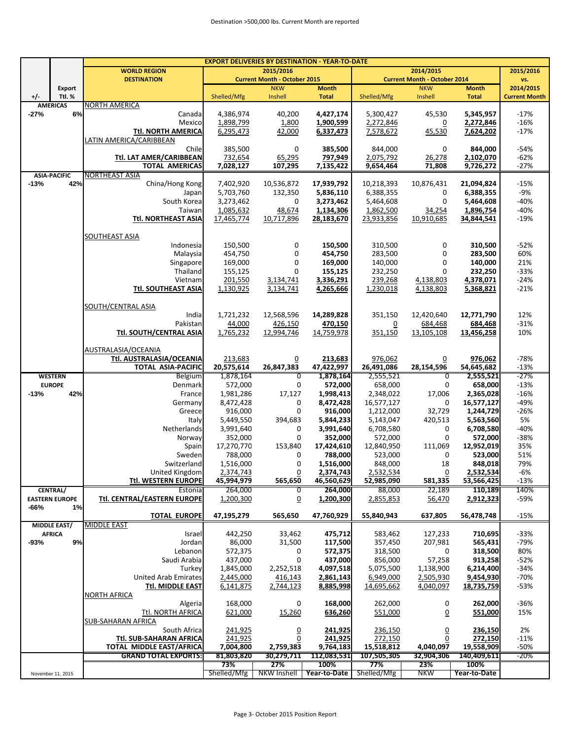Destination >500,000 lbs. Current Month are reported

| | | | **EXPORT DELIVERIES BY DESTINATION - YEAR-TO-DATE** | | | | | | |
|---|---|---|---|---|---|---|---|---|---|
| | | **WORLD REGION** | **2015/2016** | | | **2014/2015** | | | **2015/2016** |
| | | **DESTINATION** | **Current Month - October 2015** | | | **Current Month - October 2014** | | | **vs.** |
| | **Export** | | | **NKW** | **Month** | | **NKW** | **Month** | **2014/2015** |
| **+/-** | **Ttl. %** | | Shelled/Mfg | Inshell | **Total** | Shelled/Mfg | Inshell | **Total** | **Current Month** |
| **AMERICAS** | | NORTH AMERICA | | | | | | | |
| **-27%** | **6%** | Canada | 4,386,974 | 40,200 | **4,427,174** | 5,300,427 | 45,530 | **5,345,957** | -17% |
| | | Mexico | 1,898,799 | 1,800 | **1,900,599** | 2,272,846 | 0 | **2,272,846** | -16% |
| | | **Ttl. NORTH AMERICA** | 6,295,473 | 42,000 | **6,337,473** | 7,578,672 | 45,530 | **7,624,202** | -17% |
| | | LATIN AMERICA/CARIBBEAN | | | | | | | |
| | | Chile | 385,500 | 0 | **385,500** | 844,000 | 0 | **844,000** | -54% |
| | | **Ttl. LAT AMER/CARIBBEAN** | 732,654 | 65,295 | **797,949** | 2,075,792 | 26,278 | **2,102,070** | -62% |
| | | **TOTAL AMERICAS** | **7,028,127** | **107,295** | **7,135,422** | **9,654,464** | **71,808** | **9,726,272** | -27% |
| **ASIA-PACIFIC** | | NORTHEAST ASIA | | | | | | | |
| **-13%** | **42%** | China/Hong Kong | 7,402,920 | 10,536,872 | **17,939,792** | 10,218,393 | 10,876,431 | **21,094,824** | -15% |
| | | Japan | 5,703,760 | 132,350 | **5,836,110** | 6,388,355 | 0 | **6,388,355** | -9% |
| | | South Korea | 3,273,462 | 0 | **3,273,462** | 5,464,608 | 0 | **5,464,608** | -40% |
| | | Taiwan | 1,085,632 | 48,674 | **1,134,306** | 1,862,500 | 34,254 | **1,896,754** | -40% |
| | | **Ttl. NORTHEAST ASIA** | 17,465,774 | 10,717,896 | **28,183,670** | 23,933,856 | 10,910,685 | **34,844,541** | -19% |
| | | SOUTHEAST ASIA | | | | | | | |
| | | Indonesia | 150,500 | 0 | **150,500** | 310,500 | 0 | **310,500** | -52% |
| | | Malaysia | 454,750 | 0 | **454,750** | 283,500 | 0 | **283,500** | 60% |
| | | Singapore | 169,000 | 0 | **169,000** | 140,000 | 0 | **140,000** | 21% |
| | | Thailand | 155,125 | 0 | **155,125** | 232,250 | 0 | **232,250** | -33% |
| | | Vietnam | 201,550 | 3,134,741 | **3,336,291** | 239,268 | 4,138,803 | **4,378,071** | -24% |
| | | **Ttl. SOUTHEAST ASIA** | 1,130,925 | 3,134,741 | **4,265,666** | 1,230,018 | 4,138,803 | **5,368,821** | -21% |
| | | SOUTH/CENTRAL ASIA | | | | | | | |
| | | India | 1,721,232 | 12,568,596 | **14,289,828** | 351,150 | 12,420,640 | **12,771,790** | 12% |
| | | Pakistan | 44,000 | 426,150 | **470,150** | 0 | 684,468 | **684,468** | -31% |
| | | **Ttl. SOUTH/CENTRAL ASIA** | 1,765,232 | 12,994,746 | 14,759,978 | 351,150 | 13,105,108 | 13,456,258 | 10% |
| | | AUSTRALASIA/OCEANIA | | | | | | | |
| | | **Ttl. AUSTRALASIA/OCEANIA** | 213,683 | 0 | **213,683** | 976,062 | 0 | **976,062** | -78% |
| | | **TOTAL ASIA-PACIFIC** | **20,575,614** | **26,847,383** | **47,422,997** | **26,491,086** | **28,154,596** | **54,645,682** | -13% |
| **WESTERN EUROPE** | | Belgium | 1,878,164 | 0 | **1,878,164** | 2,555,521 | 0 | **2,555,521** | -27% |
| | | Denmark | 572,000 | 0 | **572,000** | 658,000 | 0 | **658,000** | -13% |
| **-13%** | **42%** | France | 1,981,286 | 17,127 | **1,998,413** | 2,348,022 | 17,006 | **2,365,028** | -16% |
| | | Germany | 8,472,428 | 0 | **8,472,428** | 16,577,127 | 0 | **16,577,127** | -49% |
| | | Greece | 916,000 | 0 | **916,000** | 1,212,000 | 32,729 | **1,244,729** | -26% |
| | | Italy | 5,449,550 | 394,683 | **5,844,233** | 5,143,047 | 420,513 | **5,563,560** | 5% |
| | | Netherlands | 3,991,640 | 0 | **3,991,640** | 6,708,580 | 0 | **6,708,580** | -40% |
| | | Norway | 352,000 | 0 | **352,000** | 572,000 | 0 | **572,000** | -38% |
| | | Spain | 17,270,770 | 153,840 | **17,424,610** | 12,840,950 | 111,069 | **12,952,019** | 35% |
| | | Sweden | 788,000 | 0 | **788,000** | 523,000 | 0 | **523,000** | 51% |
| | | Switzerland | 1,516,000 | 0 | **1,516,000** | 848,000 | 18 | **848,018** | 79% |
| | | United Kingdom | 2,374,743 | 0 | **2,374,743** | 2,532,534 | 0 | **2,532,534** | -6% |
| | | **Ttl. WESTERN EUROPE** | **45,994,979** | **565,650** | **46,560,629** | **52,985,090** | **581,335** | **53,566,425** | -13% |
| **CENTRAL/ EASTERN EUROPE** | | Estonia | 264,000 | 0 | **264,000** | 88,000 | 22,189 | **110,189** | 140% |
| **-66%** | **1%** | **Ttl. CENTRAL/EASTERN EUROPE** | 1,200,300 | 0 | **1,200,300** | 2,855,853 | 56,470 | **2,912,323** | -59% |
| | | **TOTAL EUROPE** | **47,195,279** | **565,650** | **47,760,929** | **55,840,943** | **637,805** | **56,478,748** | -15% |
| **MIDDLE EAST/ AFRICA** | | MIDDLE EAST | | | | | | | |
| **-93%** | **9%** | Israel | 442,250 | 33,462 | **475,712** | 583,462 | 127,233 | **710,695** | -33% |
| | | Jordan | 86,000 | 31,500 | **117,500** | 357,450 | 207,981 | **565,431** | -79% |
| | | Lebanon | 572,375 | 0 | **572,375** | 318,500 | 0 | **318,500** | 80% |
| | | Saudi Arabia | 437,000 | 0 | **437,000** | 856,000 | 57,258 | **913,258** | -52% |
| | | Turkey | 1,845,000 | 2,252,518 | **4,097,518** | 5,075,500 | 1,138,900 | **6,214,400** | -34% |
| | | United Arab Emirates | 2,445,000 | 416,143 | **2,861,143** | 6,949,000 | 2,505,930 | **9,454,930** | -70% |
| | | **Ttl. MIDDLE EAST** | 6,141,875 | 2,744,123 | **8,885,998** | 14,695,662 | 4,040,097 | **18,735,759** | -53% |
| | | NORTH AFRICA | | | | | | | |
| | | Algeria | 168,000 | 0 | **168,000** | 262,000 | 0 | **262,000** | -36% |
| | | Ttl. NORTH AFRICA | 621,000 | 15,260 | **636,260** | 551,000 | 0 | **551,000** | 15% |
| | | SUB-SAHARAN AFRICA | | | | | | | |
| | | South Africa | 241,925 | 0 | **241,925** | 236,150 | 0 | **236,150** | 2% |
| | | **Ttl. SUB-SAHARAN AFRICA** | 241,925 | 0 | **241,925** | 272,150 | 0 | **272,150** | -11% |
| | | **TOTAL MIDDLE EAST/AFRICA** | **7,004,800** | **2,759,383** | **9,764,183** | **15,518,812** | **4,040,097** | **19,558,909** | -50% |
| | | **GRAND TOTAL EXPORTS:** | **81,803,820** | **30,279,711** | **112,083,531** | **107,505,305** | **32,904,306** | **140,409,611** | -20% |
| | | | **73%** | **27%** | **100%** | **77%** | **23%** | **100%** | |
| November 11, 2015 | | | Shelled/Mfg | NKW Inshell | **Year-to-Date** | Shelled/Mfg | NKW | **Year-to-Date** | |

Page 3- October 2015 Position Report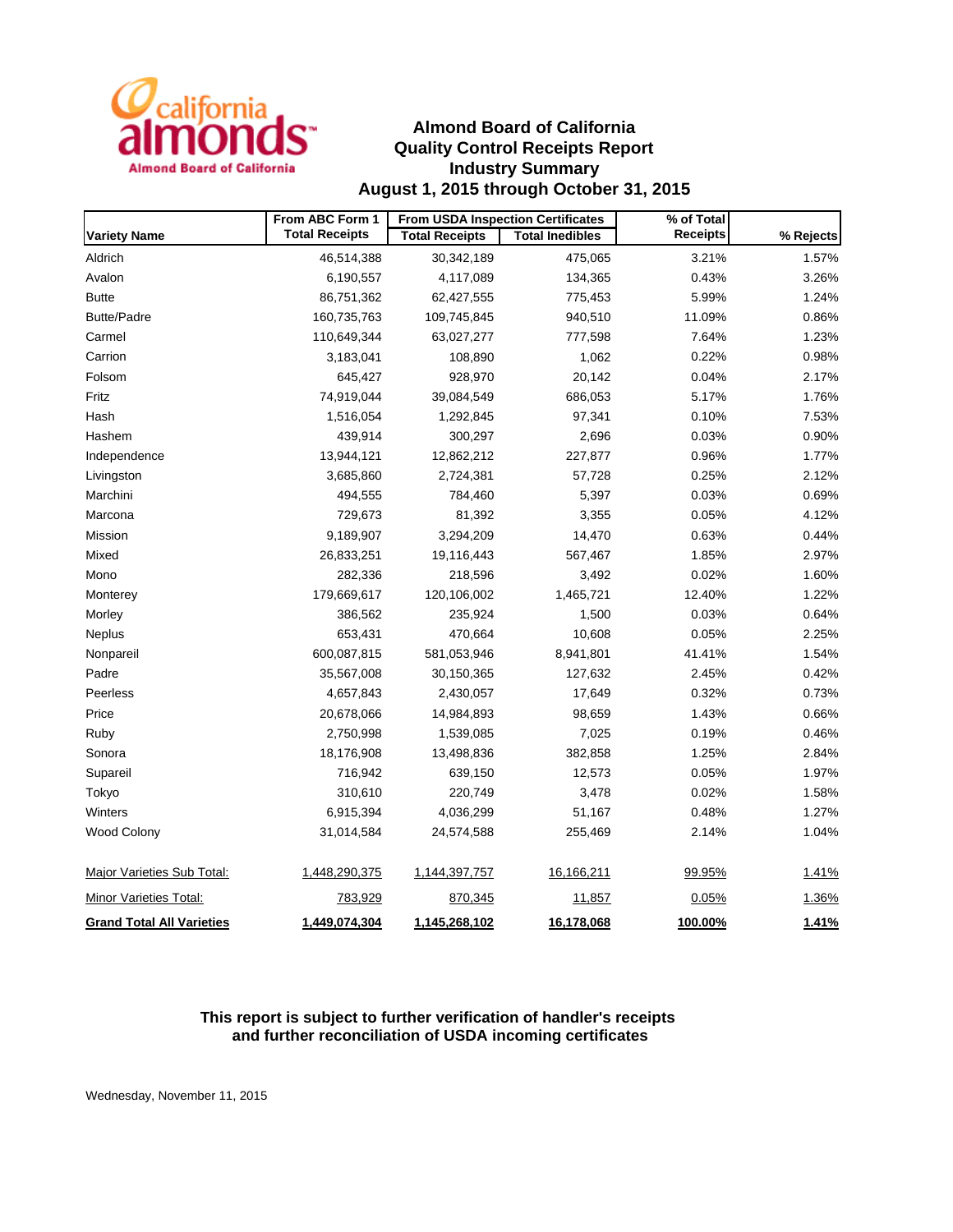california almonds
Almond Board of California

# Almond Board of California
## Quality Control Receipts Report
## Industry Summary
## August 1, 2015 through October 31, 2015

| Variety Name | From ABC Form 1 | From USDA Inspection Certificates | | % of Total | % Rejects |
|---|---|---|---|---|---|
| | Total Receipts | Total Receipts | Total Inedibles | Receipts | |
| Aldrich | 46,514,388 | 30,342,189 | 475,065 | 3.21% | 1.57% |
| Avalon | 6,190,557 | 4,117,089 | 134,365 | 0.43% | 3.26% |
| Butte | 86,751,362 | 62,427,555 | 775,453 | 5.99% | 1.24% |
| Butte/Padre | 160,735,763 | 109,745,845 | 940,510 | 11.09% | 0.86% |
| Carmel | 110,649,344 | 63,027,277 | 777,598 | 7.64% | 1.23% |
| Carrion | 3,183,041 | 108,890 | 1,062 | 0.22% | 0.98% |
| Folsom | 645,427 | 928,970 | 20,142 | 0.04% | 2.17% |
| Fritz | 74,919,044 | 39,084,549 | 686,053 | 5.17% | 1.76% |
| Hash | 1,516,054 | 1,292,845 | 97,341 | 0.10% | 7.53% |
| Hashem | 439,914 | 300,297 | 2,696 | 0.03% | 0.90% |
| Independence | 13,944,121 | 12,862,212 | 227,877 | 0.96% | 1.77% |
| Livingston | 3,685,860 | 2,724,381 | 57,728 | 0.25% | 2.12% |
| Marchini | 494,555 | 784,460 | 5,397 | 0.03% | 0.69% |
| Marcona | 729,673 | 81,392 | 3,355 | 0.05% | 4.12% |
| Mission | 9,189,907 | 3,294,209 | 14,470 | 0.63% | 0.44% |
| Mixed | 26,833,251 | 19,116,443 | 567,467 | 1.85% | 2.97% |
| Mono | 282,336 | 218,596 | 3,492 | 0.02% | 1.60% |
| Monterey | 179,669,617 | 120,106,002 | 1,465,721 | 12.40% | 1.22% |
| Morley | 386,562 | 235,924 | 1,500 | 0.03% | 0.64% |
| Neplus | 653,431 | 470,664 | 10,608 | 0.05% | 2.25% |
| Nonpareil | 600,087,815 | 581,053,946 | 8,941,801 | 41.41% | 1.54% |
| Padre | 35,567,008 | 30,150,365 | 127,632 | 2.45% | 0.42% |
| Peerless | 4,657,843 | 2,430,057 | 17,649 | 0.32% | 0.73% |
| Price | 20,678,066 | 14,984,893 | 98,659 | 1.43% | 0.66% |
| Ruby | 2,750,998 | 1,539,085 | 7,025 | 0.19% | 0.46% |
| Sonora | 18,176,908 | 13,498,836 | 382,858 | 1.25% | 2.84% |
| Supareil | 716,942 | 639,150 | 12,573 | 0.05% | 1.97% |
| Tokyo | 310,610 | 220,749 | 3,478 | 0.02% | 1.58% |
| Winters | 6,915,394 | 4,036,299 | 51,167 | 0.48% | 1.27% |
| Wood Colony | 31,014,584 | 24,574,588 | 255,469 | 2.14% | 1.04% |
| Major Varieties Sub Total: | 1,448,290,375 | 1,144,397,757 | 16,166,211 | 99.95% | 1.41% |
| Minor Varieties Total: | 783,929 | 870,345 | 11,857 | 0.05% | 1.36% |
| **Grand Total All Varieties** | **1,449,074,304** | **1,145,268,102** | **16,178,068** | **100.00%** | **1.41%** |

**This report is subject to further verification of handler's receipts and further reconciliation of USDA incoming certificates**

Wednesday, November 11, 2015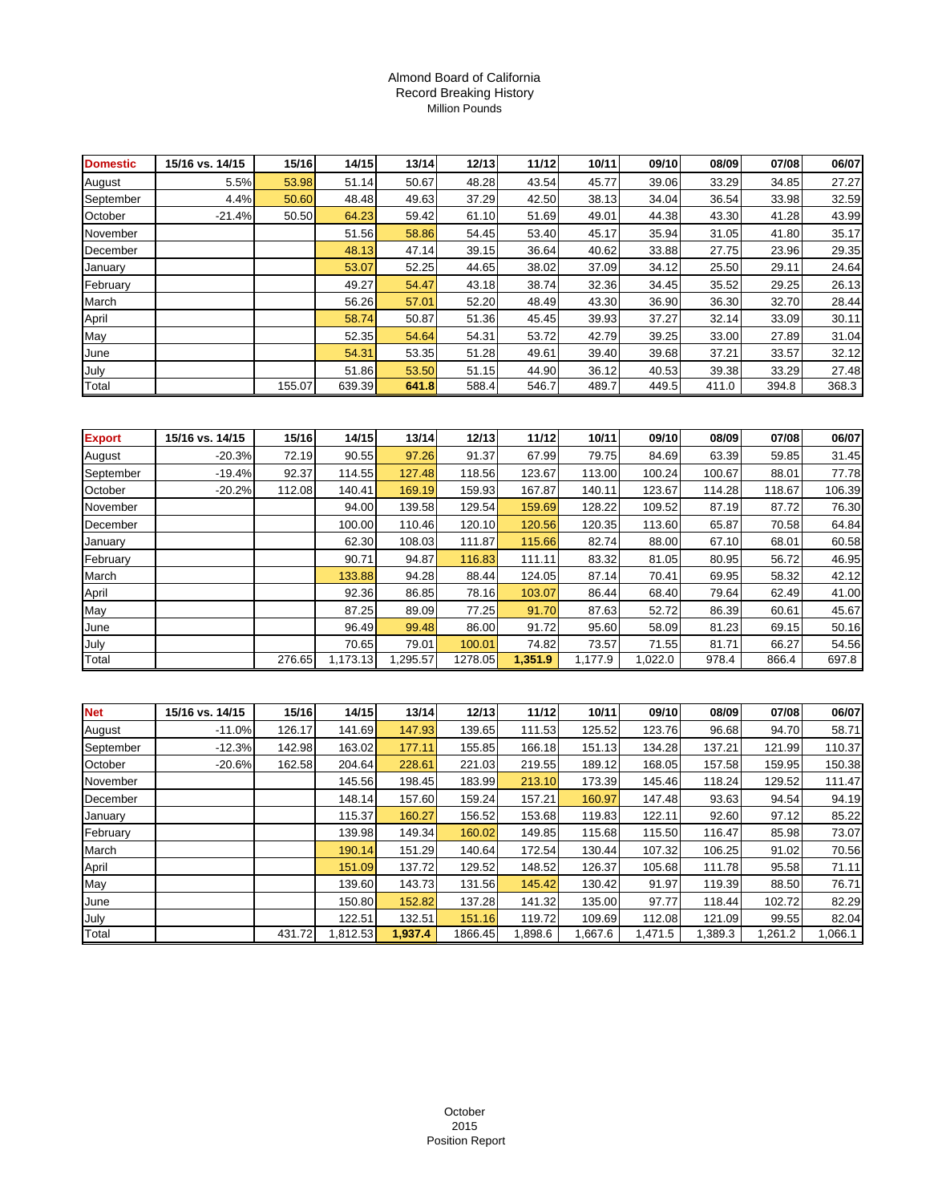Almond Board of California
Record Breaking History
Million Pounds

| Domestic | 15/16 vs. 14/15 | 15/16 | 14/15 | 13/14 | 12/13 | 11/12 | 10/11 | 09/10 | 08/09 | 07/08 | 06/07 |
|---|---|---|---|---|---|---|---|---|---|---|---|
| August | 5.5% | 53.98 | 51.14 | 50.67 | 48.28 | 43.54 | 45.77 | 39.06 | 33.29 | 34.85 | 27.27 |
| September | 4.4% | 50.60 | 48.48 | 49.63 | 37.29 | 42.50 | 38.13 | 34.04 | 36.54 | 33.98 | 32.59 |
| October | -21.4% | 50.50 | 64.23 | 59.42 | 61.10 | 51.69 | 49.01 | 44.38 | 43.30 | 41.28 | 43.99 |
| November | | | 51.56 | 58.86 | 54.45 | 53.40 | 45.17 | 35.94 | 31.05 | 41.80 | 35.17 |
| December | | | 48.13 | 47.14 | 39.15 | 36.64 | 40.62 | 33.88 | 27.75 | 23.96 | 29.35 |
| January | | | 53.07 | 52.25 | 44.65 | 38.02 | 37.09 | 34.12 | 25.50 | 29.11 | 24.64 |
| February | | | 49.27 | 54.47 | 43.18 | 38.74 | 32.36 | 34.45 | 35.52 | 29.25 | 26.13 |
| March | | | 56.26 | 57.01 | 52.20 | 48.49 | 43.30 | 36.90 | 36.30 | 32.70 | 28.44 |
| April | | | 58.74 | 50.87 | 51.36 | 45.45 | 39.93 | 37.27 | 32.14 | 33.09 | 30.11 |
| May | | | 52.35 | 54.64 | 54.31 | 53.72 | 42.79 | 39.25 | 33.00 | 27.89 | 31.04 |
| June | | | 54.31 | 53.35 | 51.28 | 49.61 | 39.40 | 39.68 | 37.21 | 33.57 | 32.12 |
| July | | | 51.86 | 53.50 | 51.15 | 44.90 | 36.12 | 40.53 | 39.38 | 33.29 | 27.48 |
| Total | | 155.07 | 639.39 | **641.8** | 588.4 | 546.7 | 489.7 | 449.5 | 411.0 | 394.8 | 368.3 |

| Export | 15/16 vs. 14/15 | 15/16 | 14/15 | 13/14 | 12/13 | 11/12 | 10/11 | 09/10 | 08/09 | 07/08 | 06/07 |
|---|---|---|---|---|---|---|---|---|---|---|---|
| August | -20.3% | 72.19 | 90.55 | 97.26 | 91.37 | 67.99 | 79.75 | 84.69 | 63.39 | 59.85 | 31.45 |
| September | -19.4% | 92.37 | 114.55 | 127.48 | 118.56 | 123.67 | 113.00 | 100.24 | 100.67 | 88.01 | 77.78 |
| October | -20.2% | 112.08 | 140.41 | 169.19 | 159.93 | 167.87 | 140.11 | 123.67 | 114.28 | 118.67 | 106.39 |
| November | | | 94.00 | 139.58 | 129.54 | 159.69 | 128.22 | 109.52 | 87.19 | 87.72 | 76.30 |
| December | | | 100.00 | 110.46 | 120.10 | 120.56 | 120.35 | 113.60 | 65.87 | 70.58 | 64.84 |
| January | | | 62.30 | 108.03 | 111.87 | 115.66 | 82.74 | 88.00 | 67.10 | 68.01 | 60.58 |
| February | | | 90.71 | 94.87 | 116.83 | 111.11 | 83.32 | 81.05 | 80.95 | 56.72 | 46.95 |
| March | | | 133.88 | 94.28 | 88.44 | 124.05 | 87.14 | 70.41 | 69.95 | 58.32 | 42.12 |
| April | | | 92.36 | 86.85 | 78.16 | 103.07 | 86.44 | 68.40 | 79.64 | 62.49 | 41.00 |
| May | | | 87.25 | 89.09 | 77.25 | 91.70 | 87.63 | 52.72 | 86.39 | 60.61 | 45.67 |
| June | | | 96.49 | 99.48 | 86.00 | 91.72 | 95.60 | 58.09 | 81.23 | 69.15 | 50.16 |
| July | | | 70.65 | 79.01 | 100.01 | 74.82 | 73.57 | 71.55 | 81.71 | 66.27 | 54.56 |
| Total | | 276.65 | 1,173.13 | 1,295.57 | 1278.05 | **1,351.9** | 1,177.9 | 1,022.0 | 978.4 | 866.4 | 697.8 |

| Net | 15/16 vs. 14/15 | 15/16 | 14/15 | 13/14 | 12/13 | 11/12 | 10/11 | 09/10 | 08/09 | 07/08 | 06/07 |
|---|---|---|---|---|---|---|---|---|---|---|---|
| August | -11.0% | 126.17 | 141.69 | 147.93 | 139.65 | 111.53 | 125.52 | 123.76 | 96.68 | 94.70 | 58.71 |
| September | -12.3% | 142.98 | 163.02 | 177.11 | 155.85 | 166.18 | 151.13 | 134.28 | 137.21 | 121.99 | 110.37 |
| October | -20.6% | 162.58 | 204.64 | 228.61 | 221.03 | 219.55 | 189.12 | 168.05 | 157.58 | 159.95 | 150.38 |
| November | | | 145.56 | 198.45 | 183.99 | 213.10 | 173.39 | 145.46 | 118.24 | 129.52 | 111.47 |
| December | | | 148.14 | 157.60 | 159.24 | 157.21 | 160.97 | 147.48 | 93.63 | 94.54 | 94.19 |
| January | | | 115.37 | 160.27 | 156.52 | 153.68 | 119.83 | 122.11 | 92.60 | 97.12 | 85.22 |
| February | | | 139.98 | 149.34 | 160.02 | 149.85 | 115.68 | 115.50 | 116.47 | 85.98 | 73.07 |
| March | | | 190.14 | 151.29 | 140.64 | 172.54 | 130.44 | 107.32 | 106.25 | 91.02 | 70.56 |
| April | | | 151.09 | 137.72 | 129.52 | 148.52 | 126.37 | 105.68 | 111.78 | 95.58 | 71.11 |
| May | | | 139.60 | 143.73 | 131.56 | 145.42 | 130.42 | 91.97 | 119.39 | 88.50 | 76.71 |
| June | | | 150.80 | 152.82 | 137.28 | 141.32 | 135.00 | 97.77 | 118.44 | 102.72 | 82.29 |
| July | | | 122.51 | 132.51 | 151.16 | 119.72 | 109.69 | 112.08 | 121.09 | 99.55 | 82.04 |
| Total | | 431.72 | 1,812.53 | **1,937.4** | 1866.45 | 1,898.6 | 1,667.6 | 1,471.5 | 1,389.3 | 1,261.2 | 1,066.1 |